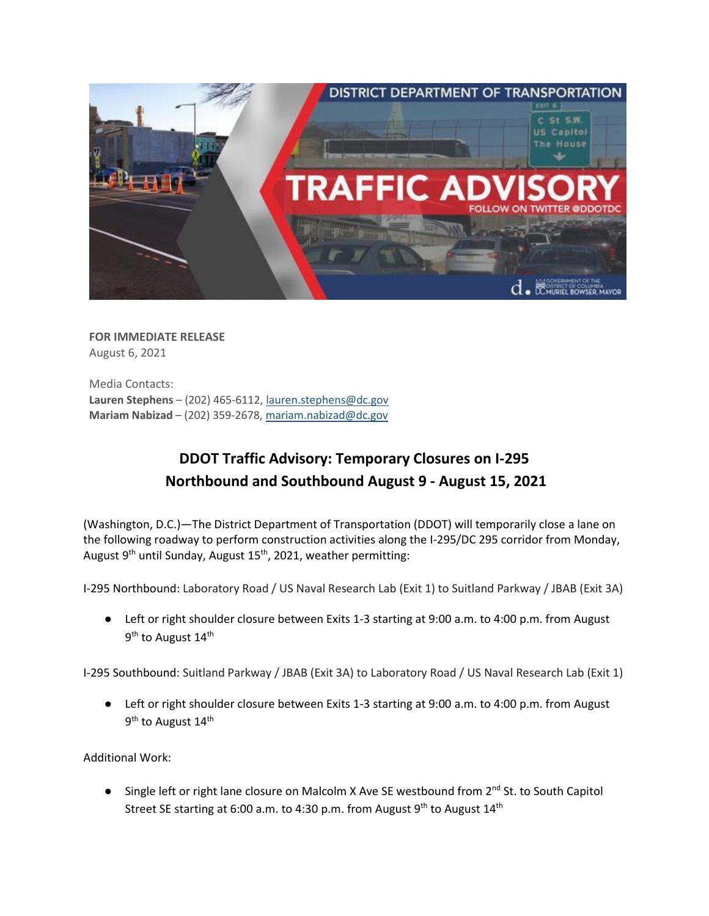**FOR IMMEDIATE RELEASE**
August 6, 2021

Media Contacts:
**Lauren Stephens** – (202) 465-6112, lauren.stephens@dc.gov
**Mariam Nabizad** – (202) 359-2678, mariam.nabizad@dc.gov

## DDOT Traffic Advisory: Temporary Closures on I-295 Northbound and Southbound August 9 - August 15, 2021

(Washington, D.C.)—The District Department of Transportation (DDOT) will temporarily close a lane on the following roadway to perform construction activities along the I-295/DC 295 corridor from Monday, August 9th until Sunday, August 15th, 2021, weather permitting:

I-295 Northbound: Laboratory Road / US Naval Research Lab (Exit 1) to Suitland Parkway / JBAB (Exit 3A)

- Left or right shoulder closure between Exits 1-3 starting at 9:00 a.m. to 4:00 p.m. from August 9th to August 14th

I-295 Southbound: Suitland Parkway / JBAB (Exit 3A) to Laboratory Road / US Naval Research Lab (Exit 1)

- Left or right shoulder closure between Exits 1-3 starting at 9:00 a.m. to 4:00 p.m. from August 9th to August 14th

Additional Work:

- Single left or right lane closure on Malcolm X Ave SE westbound from 2nd St. to South Capitol Street SE starting at 6:00 a.m. to 4:30 p.m. from August 9th to August 14th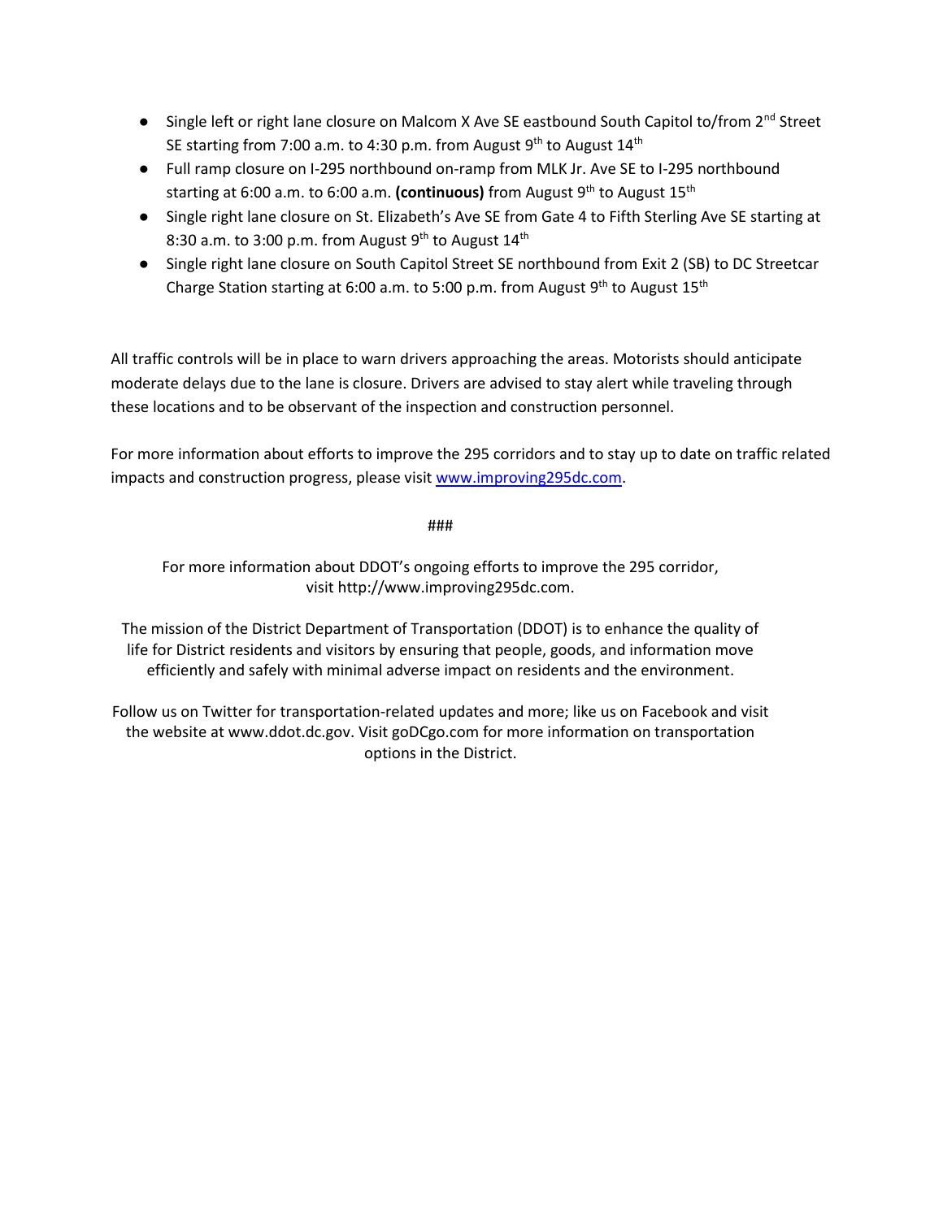- Single left or right lane closure on Malcom X Ave SE eastbound South Capitol to/from 2nd Street SE starting from 7:00 a.m. to 4:30 p.m. from August 9th to August 14th
- Full ramp closure on I-295 northbound on-ramp from MLK Jr. Ave SE to I-295 northbound starting at 6:00 a.m. to 6:00 a.m. **(continuous)** from August 9th to August 15th
- Single right lane closure on St. Elizabeth's Ave SE from Gate 4 to Fifth Sterling Ave SE starting at 8:30 a.m. to 3:00 p.m. from August 9th to August 14th
- Single right lane closure on South Capitol Street SE northbound from Exit 2 (SB) to DC Streetcar Charge Station starting at 6:00 a.m. to 5:00 p.m. from August 9th to August 15th

All traffic controls will be in place to warn drivers approaching the areas. Motorists should anticipate moderate delays due to the lane is closure. Drivers are advised to stay alert while traveling through these locations and to be observant of the inspection and construction personnel.

For more information about efforts to improve the 295 corridors and to stay up to date on traffic related impacts and construction progress, please visit [www.improving295dc.com](http://www.improving295dc.com).

###

For more information about DDOT's ongoing efforts to improve the 295 corridor, visit http://www.improving295dc.com.

The mission of the District Department of Transportation (DDOT) is to enhance the quality of life for District residents and visitors by ensuring that people, goods, and information move efficiently and safely with minimal adverse impact on residents and the environment.

Follow us on Twitter for transportation-related updates and more; like us on Facebook and visit the website at www.ddot.dc.gov. Visit goDCgo.com for more information on transportation options in the District.